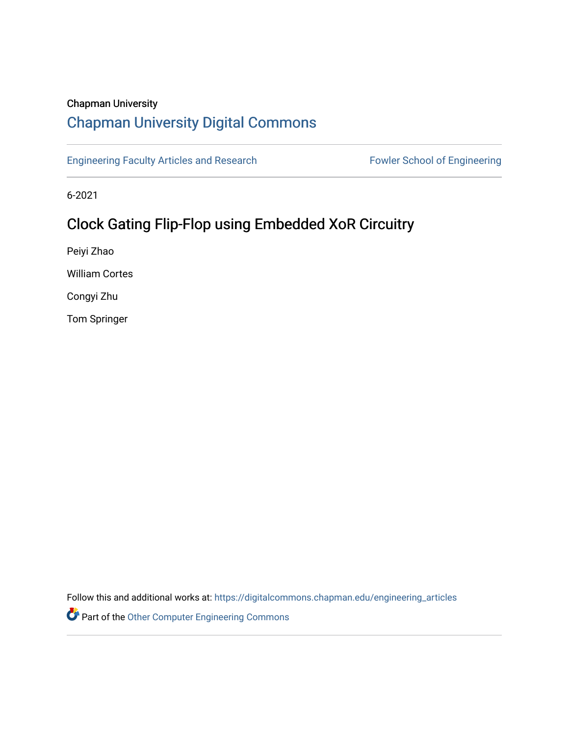Chapman University

# Chapman University Digital Commons

Engineering Faculty Articles and Research

Fowler School of Engineering

6-2021

## Clock Gating Flip-Flop using Embedded XoR Circuitry

Peiyi Zhao

William Cortes

Congyi Zhu

Tom Springer

Follow this and additional works at: https://digitalcommons.chapman.edu/engineering_articles

Part of the Other Computer Engineering Commons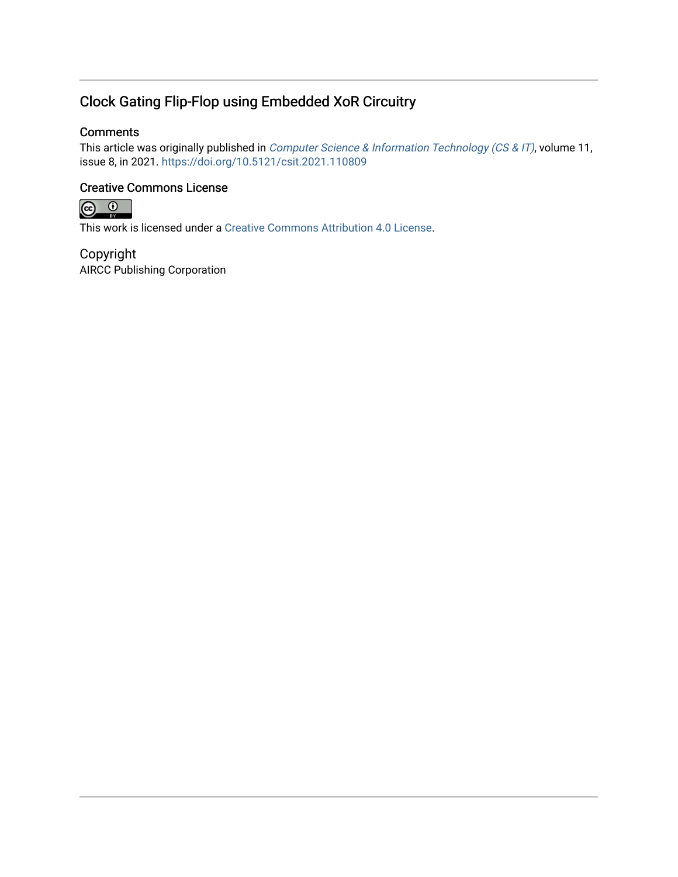## Clock Gating Flip-Flop using Embedded XoR Circuitry

### Comments

This article was originally published in *Computer Science & Information Technology (CS & IT)*, volume 11, issue 8, in 2021. https://doi.org/10.5121/csit.2021.110809

### Creative Commons License

This work is licensed under a Creative Commons Attribution 4.0 License.

### Copyright

AIRCC Publishing Corporation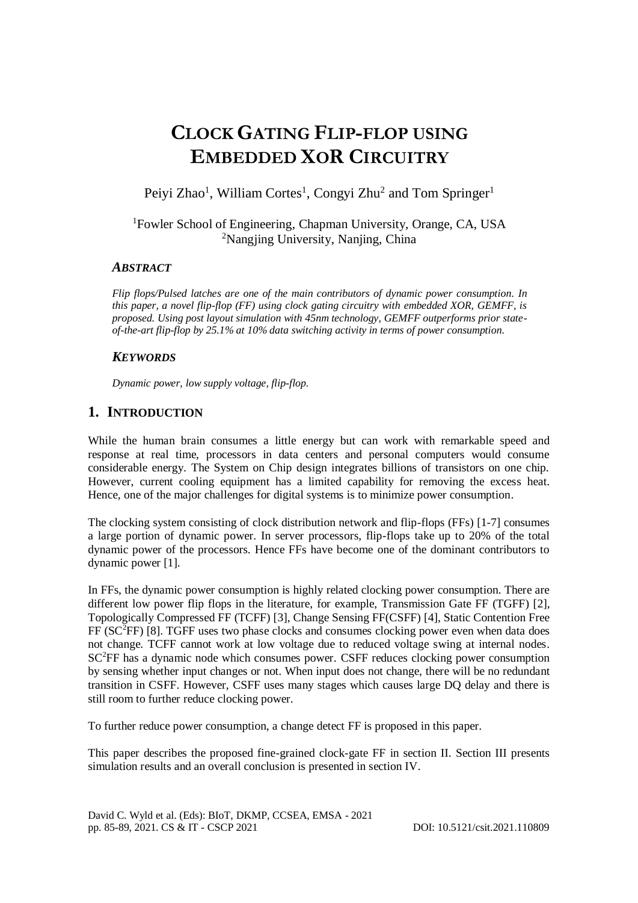# CLOCK GATING FLIP-FLOP USING EMBEDDED XOR CIRCUITRY

Peiyi Zhao[1], William Cortes[1], Congyi Zhu[2] and Tom Springer[1]

[1]Fowler School of Engineering, Chapman University, Orange, CA, USA
[2]Nangjing University, Nanjing, China

### *ABSTRACT*

*Flip flops/Pulsed latches are one of the main contributors of dynamic power consumption. In this paper, a novel flip-flop (FF) using clock gating circuitry with embedded XOR, GEMFF, is proposed. Using post layout simulation with 45nm technology, GEMFF outperforms prior state-of-the-art flip-flop by 25.1% at 10% data switching activity in terms of power consumption.*

### *KEYWORDS*

*Dynamic power, low supply voltage, flip-flop.*

## 1. INTRODUCTION

While the human brain consumes a little energy but can work with remarkable speed and response at real time, processors in data centers and personal computers would consume considerable energy. The System on Chip design integrates billions of transistors on one chip. However, current cooling equipment has a limited capability for removing the excess heat. Hence, one of the major challenges for digital systems is to minimize power consumption.

The clocking system consisting of clock distribution network and flip-flops (FFs) [1-7] consumes a large portion of dynamic power. In server processors, flip-flops take up to 20% of the total dynamic power of the processors. Hence FFs have become one of the dominant contributors to dynamic power [1].

In FFs, the dynamic power consumption is highly related clocking power consumption. There are different low power flip flops in the literature, for example, Transmission Gate FF (TGFF) [2], Topologically Compressed FF (TCFF) [3], Change Sensing FF(CSFF) [4], Static Contention Free FF ($SC^2$FF) [8]. TGFF uses two phase clocks and consumes clocking power even when data does not change. TCFF cannot work at low voltage due to reduced voltage swing at internal nodes. $SC^2$FF has a dynamic node which consumes power. CSFF reduces clocking power consumption by sensing whether input changes or not. When input does not change, there will be no redundant transition in CSFF. However, CSFF uses many stages which causes large DQ delay and there is still room to further reduce clocking power.

To further reduce power consumption, a change detect FF is proposed in this paper.

This paper describes the proposed fine-grained clock-gate FF in section II. Section III presents simulation results and an overall conclusion is presented in section IV.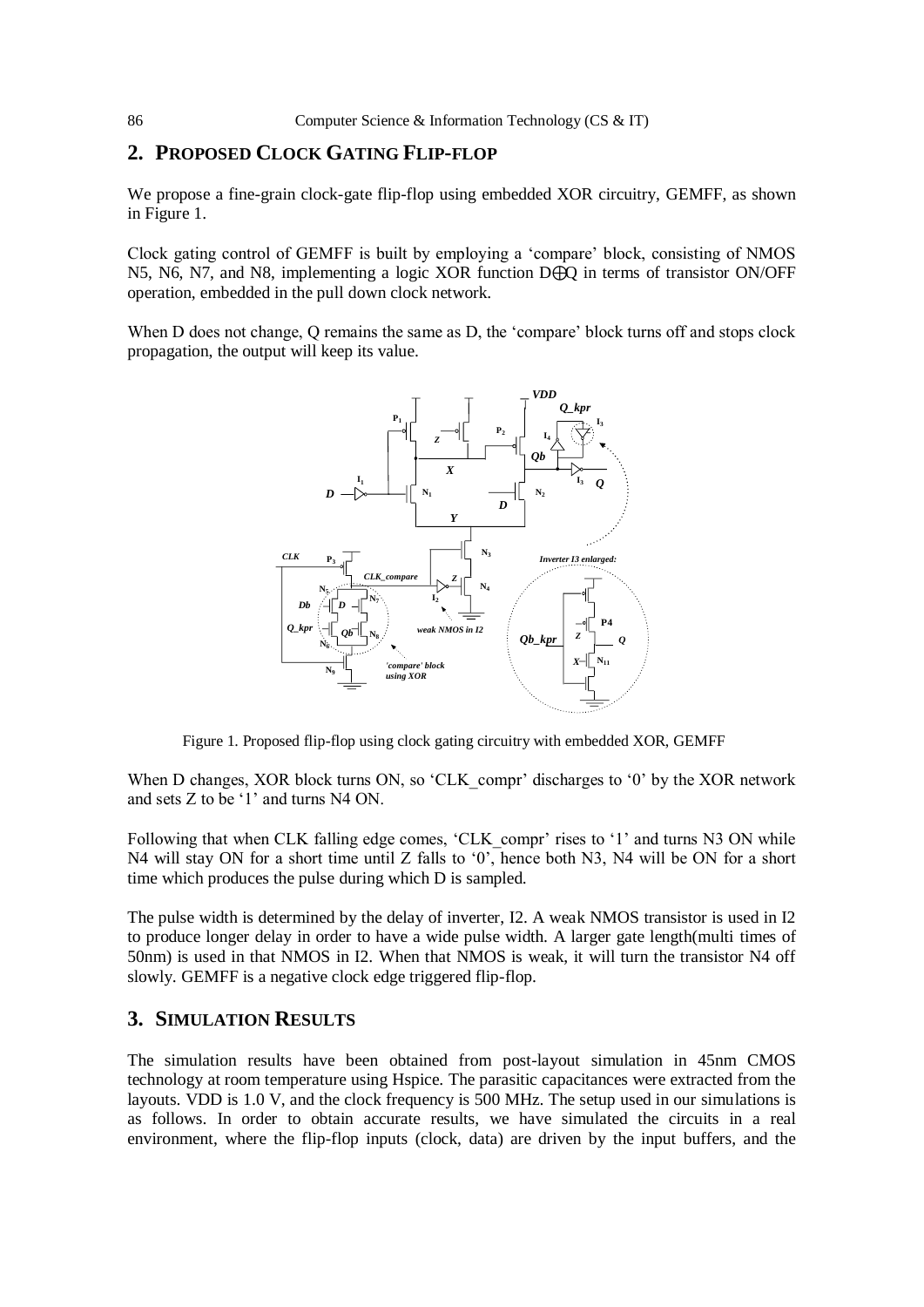## 2. PROPOSED CLOCK GATING FLIP-FLOP

We propose a fine-grain clock-gate flip-flop using embedded XOR circuitry, GEMFF, as shown in Figure 1.

Clock gating control of GEMFF is built by employing a 'compare' block, consisting of NMOS N5, N6, N7, and N8, implementing a logic XOR function D⊕Q in terms of transistor ON/OFF operation, embedded in the pull down clock network.

When D does not change, Q remains the same as D, the 'compare' block turns off and stops clock propagation, the output will keep its value.

Figure 1. Proposed flip-flop using clock gating circuitry with embedded XOR, GEMFF

When D changes, XOR block turns ON, so 'CLK_compr' discharges to '0' by the XOR network and sets Z to be '1' and turns N4 ON.

Following that when CLK falling edge comes, 'CLK_compr' rises to '1' and turns N3 ON while N4 will stay ON for a short time until Z falls to '0', hence both N3, N4 will be ON for a short time which produces the pulse during which D is sampled.

The pulse width is determined by the delay of inverter, I2. A weak NMOS transistor is used in I2 to produce longer delay in order to have a wide pulse width. A larger gate length(multi times of 50nm) is used in that NMOS in I2. When that NMOS is weak, it will turn the transistor N4 off slowly. GEMFF is a negative clock edge triggered flip-flop.

## 3. SIMULATION RESULTS

The simulation results have been obtained from post-layout simulation in 45nm CMOS technology at room temperature using Hspice. The parasitic capacitances were extracted from the layouts. VDD is 1.0 V, and the clock frequency is 500 MHz. The setup used in our simulations is as follows. In order to obtain accurate results, we have simulated the circuits in a real environment, where the flip-flop inputs (clock, data) are driven by the input buffers, and the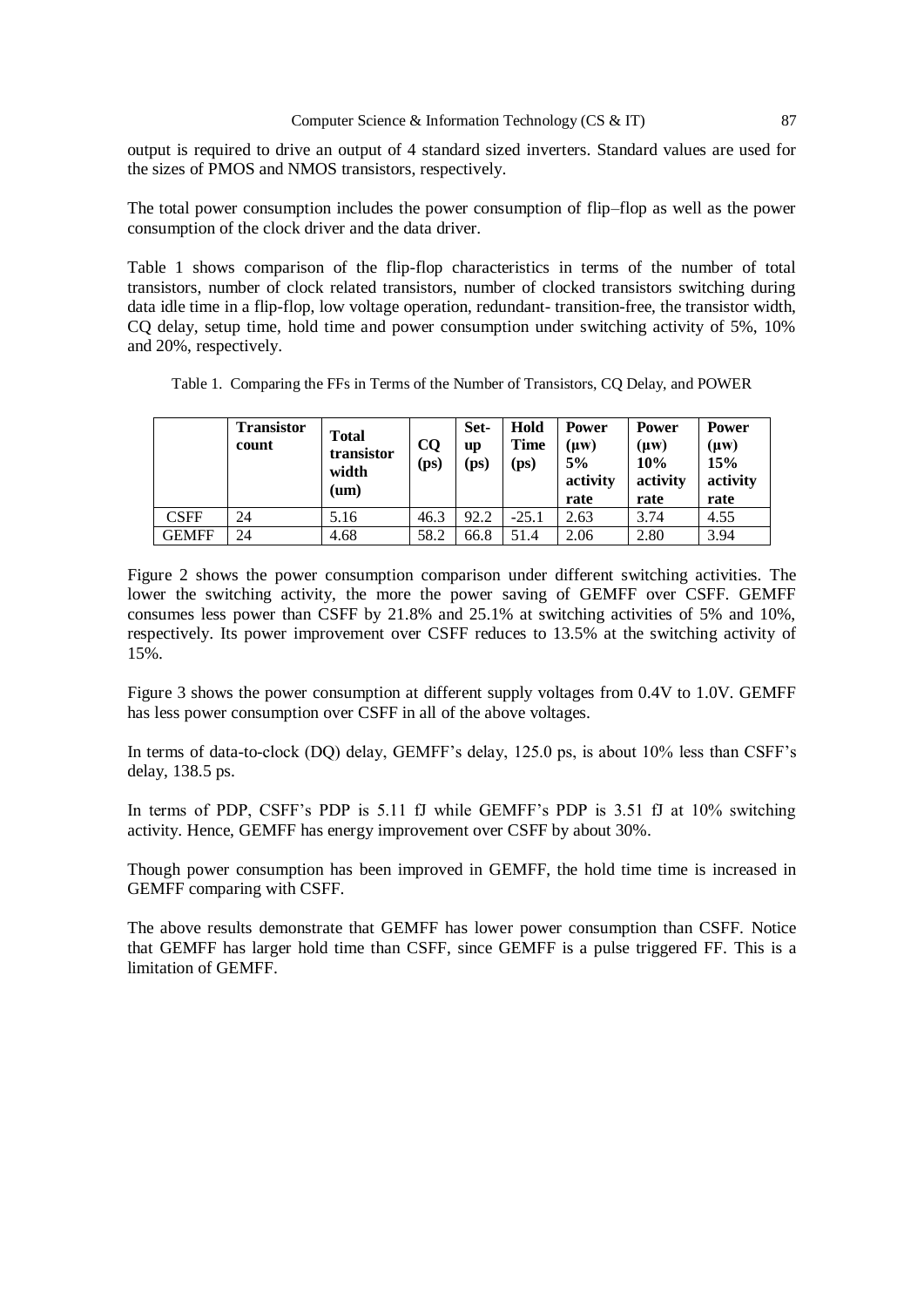output is required to drive an output of 4 standard sized inverters. Standard values are used for the sizes of PMOS and NMOS transistors, respectively.

The total power consumption includes the power consumption of flip–flop as well as the power consumption of the clock driver and the data driver.

Table 1 shows comparison of the flip-flop characteristics in terms of the number of total transistors, number of clock related transistors, number of clocked transistors switching during data idle time in a flip-flop, low voltage operation, redundant- transition-free, the transistor width, CQ delay, setup time, hold time and power consumption under switching activity of 5%, 10% and 20%, respectively.

Table 1. Comparing the FFs in Terms of the Number of Transistors, CQ Delay, and POWER

| | **Transistor count** | **Total transistor width (um)** | **CQ (ps)** | **Set-up (ps)** | **Hold Time (ps)** | **Power (μw) 5% activity rate** | **Power (μw) 10% activity rate** | **Power (μw) 15% activity rate** |
|---|---|---|---|---|---|---|---|---|
| CSFF | 24 | 5.16 | 46.3 | 92.2 | -25.1 | 2.63 | 3.74 | 4.55 |
| GEMFF | 24 | 4.68 | 58.2 | 66.8 | 51.4 | 2.06 | 2.80 | 3.94 |

Figure 2 shows the power consumption comparison under different switching activities. The lower the switching activity, the more the power saving of GEMFF over CSFF. GEMFF consumes less power than CSFF by 21.8% and 25.1% at switching activities of 5% and 10%, respectively. Its power improvement over CSFF reduces to 13.5% at the switching activity of 15%.

Figure 3 shows the power consumption at different supply voltages from 0.4V to 1.0V. GEMFF has less power consumption over CSFF in all of the above voltages.

In terms of data-to-clock (DQ) delay, GEMFF's delay, 125.0 ps, is about 10% less than CSFF's delay, 138.5 ps.

In terms of PDP, CSFF's PDP is 5.11 fJ while GEMFF's PDP is 3.51 fJ at 10% switching activity. Hence, GEMFF has energy improvement over CSFF by about 30%.

Though power consumption has been improved in GEMFF, the hold time time is increased in GEMFF comparing with CSFF.

The above results demonstrate that GEMFF has lower power consumption than CSFF. Notice that GEMFF has larger hold time than CSFF, since GEMFF is a pulse triggered FF. This is a limitation of GEMFF.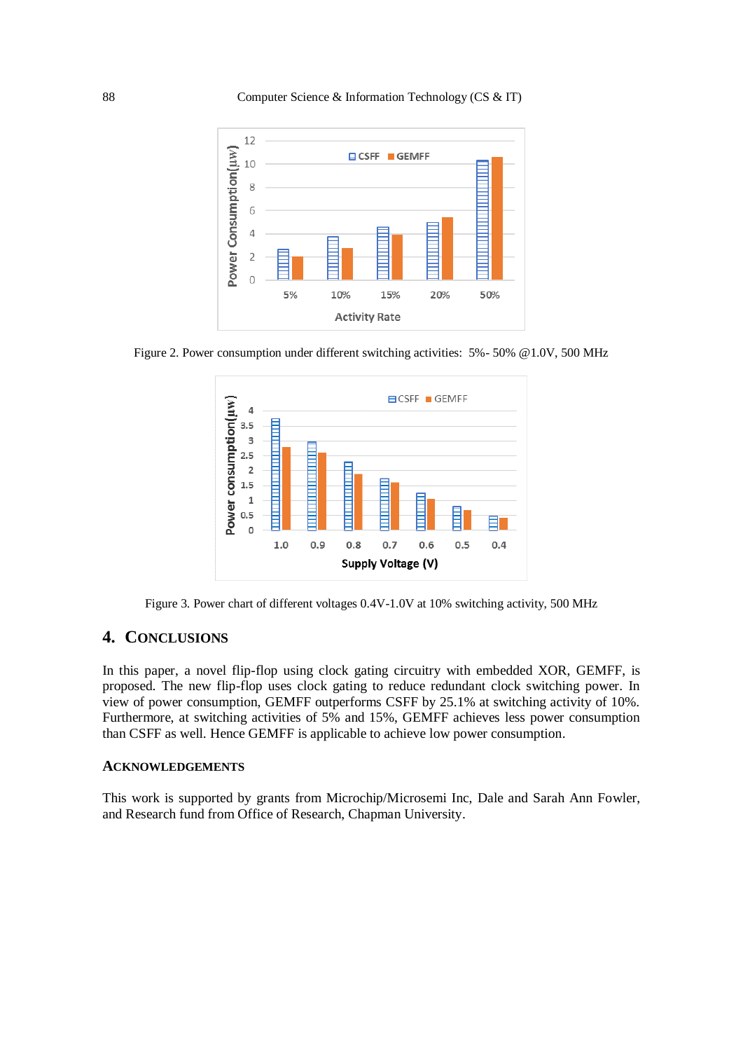Figure 2. Power consumption under different switching activities: 5%- 50% @1.0V, 500 MHz

Figure 3. Power chart of different voltages 0.4V-1.0V at 10% switching activity, 500 MHz

## 4. CONCLUSIONS

In this paper, a novel flip-flop using clock gating circuitry with embedded XOR, GEMFF, is proposed. The new flip-flop uses clock gating to reduce redundant clock switching power. In view of power consumption, GEMFF outperforms CSFF by 25.1% at switching activity of 10%. Furthermore, at switching activities of 5% and 15%, GEMFF achieves less power consumption than CSFF as well. Hence GEMFF is applicable to achieve low power consumption.

### ACKNOWLEDGEMENTS

This work is supported by grants from Microchip/Microsemi Inc, Dale and Sarah Ann Fowler, and Research fund from Office of Research, Chapman University.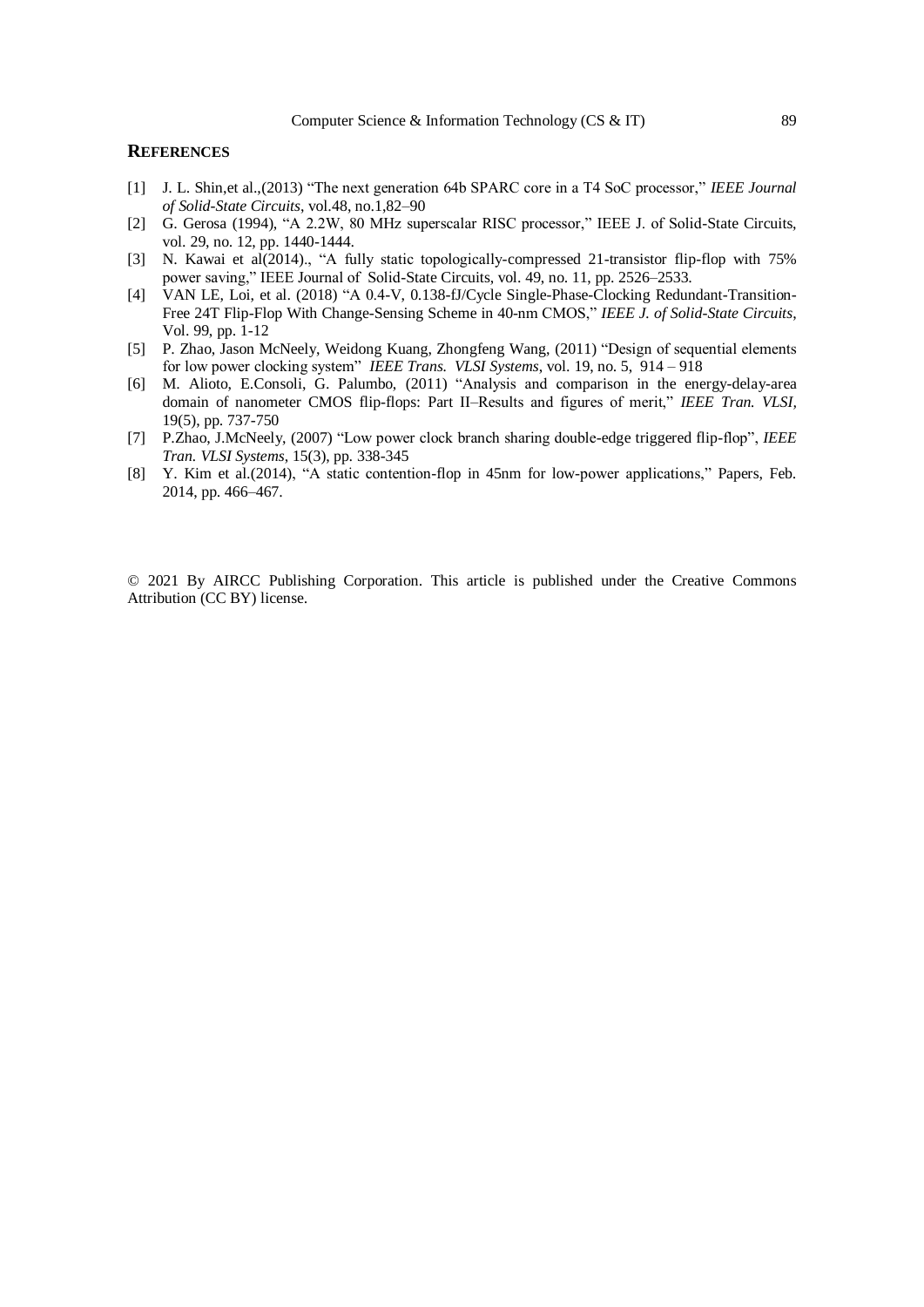## REFERENCES

[1] J. L. Shin,et al.,(2013) "The next generation 64b SPARC core in a T4 SoC processor," *IEEE Journal of Solid-State Circuits*, vol.48, no.1,82–90

[2] G. Gerosa (1994), "A 2.2W, 80 MHz superscalar RISC processor," IEEE J. of Solid-State Circuits, vol. 29, no. 12, pp. 1440-1444.

[3] N. Kawai et al(2014)., "A fully static topologically-compressed 21-transistor flip-flop with 75% power saving," IEEE Journal of Solid-State Circuits, vol. 49, no. 11, pp. 2526–2533.

[4] VAN LE, Loi, et al. (2018) "A 0.4-V, 0.138-fJ/Cycle Single-Phase-Clocking Redundant-Transition-Free 24T Flip-Flop With Change-Sensing Scheme in 40-nm CMOS," *IEEE J. of Solid-State Circuits*, Vol. 99, pp. 1-12

[5] P. Zhao, Jason McNeely, Weidong Kuang, Zhongfeng Wang, (2011) "Design of sequential elements for low power clocking system" *IEEE Trans. VLSI Systems*, vol. 19, no. 5, 914 – 918

[6] M. Alioto, E.Consoli, G. Palumbo, (2011) "Analysis and comparison in the energy-delay-area domain of nanometer CMOS flip-flops: Part II–Results and figures of merit," *IEEE Tran. VLSI*, 19(5), pp. 737-750

[7] P.Zhao, J.McNeely, (2007) "Low power clock branch sharing double-edge triggered flip-flop", *IEEE Tran. VLSI Systems*, 15(3), pp. 338-345

[8] Y. Kim et al.(2014), "A static contention-flop in 45nm for low-power applications," Papers, Feb. 2014, pp. 466–467.

© 2021 By AIRCC Publishing Corporation. This article is published under the Creative Commons Attribution (CC BY) license.